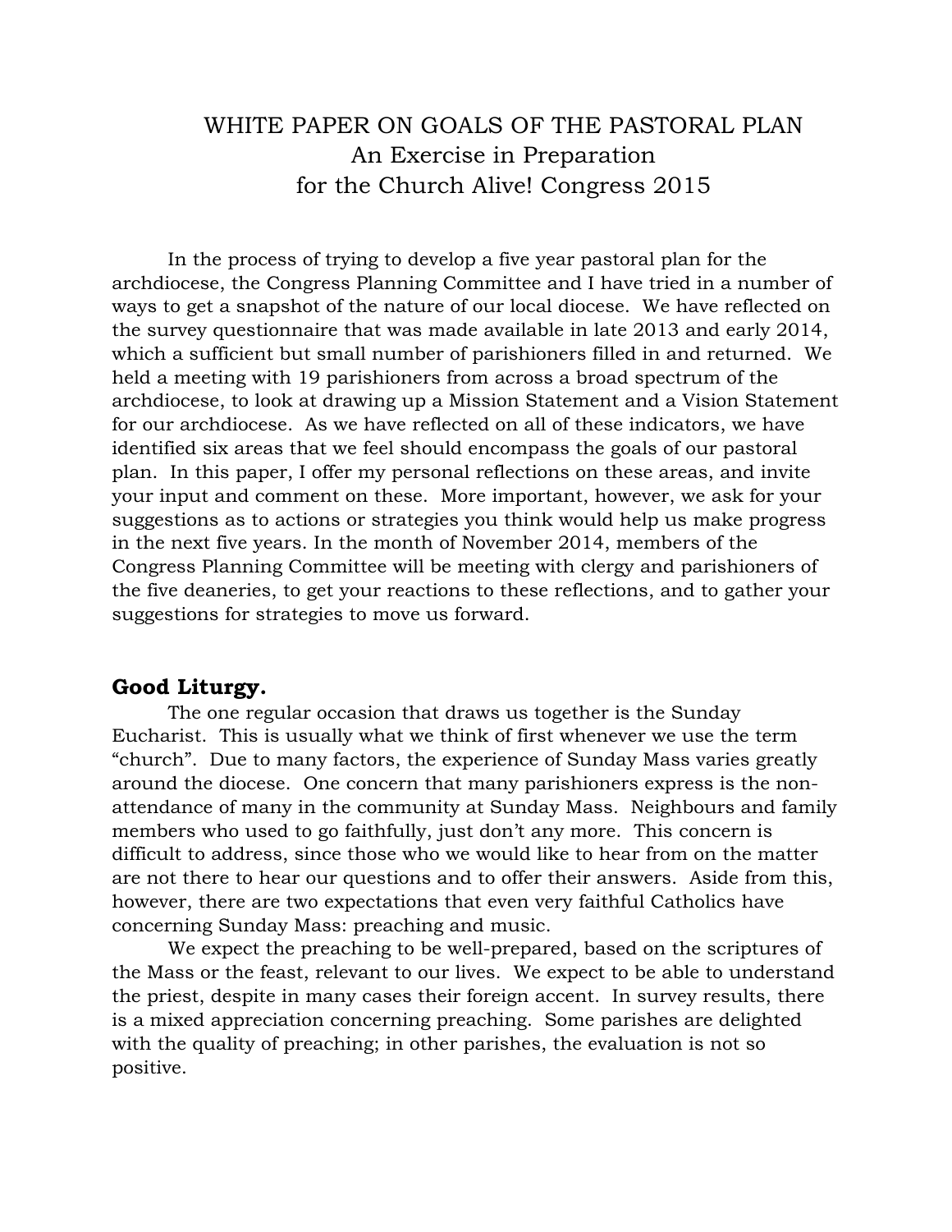# WHITE PAPER ON GOALS OF THE PASTORAL PLAN
## An Exercise in Preparation for the Church Alive! Congress 2015

In the process of trying to develop a five year pastoral plan for the archdiocese, the Congress Planning Committee and I have tried in a number of ways to get a snapshot of the nature of our local diocese. We have reflected on the survey questionnaire that was made available in late 2013 and early 2014, which a sufficient but small number of parishioners filled in and returned. We held a meeting with 19 parishioners from across a broad spectrum of the archdiocese, to look at drawing up a Mission Statement and a Vision Statement for our archdiocese. As we have reflected on all of these indicators, we have identified six areas that we feel should encompass the goals of our pastoral plan. In this paper, I offer my personal reflections on these areas, and invite your input and comment on these. More important, however, we ask for your suggestions as to actions or strategies you think would help us make progress in the next five years. In the month of November 2014, members of the Congress Planning Committee will be meeting with clergy and parishioners of the five deaneries, to get your reactions to these reflections, and to gather your suggestions for strategies to move us forward.

### Good Liturgy.

The one regular occasion that draws us together is the Sunday Eucharist. This is usually what we think of first whenever we use the term "church". Due to many factors, the experience of Sunday Mass varies greatly around the diocese. One concern that many parishioners express is the non-attendance of many in the community at Sunday Mass. Neighbours and family members who used to go faithfully, just don't any more. This concern is difficult to address, since those who we would like to hear from on the matter are not there to hear our questions and to offer their answers. Aside from this, however, there are two expectations that even very faithful Catholics have concerning Sunday Mass: preaching and music.

We expect the preaching to be well-prepared, based on the scriptures of the Mass or the feast, relevant to our lives. We expect to be able to understand the priest, despite in many cases their foreign accent. In survey results, there is a mixed appreciation concerning preaching. Some parishes are delighted with the quality of preaching; in other parishes, the evaluation is not so positive.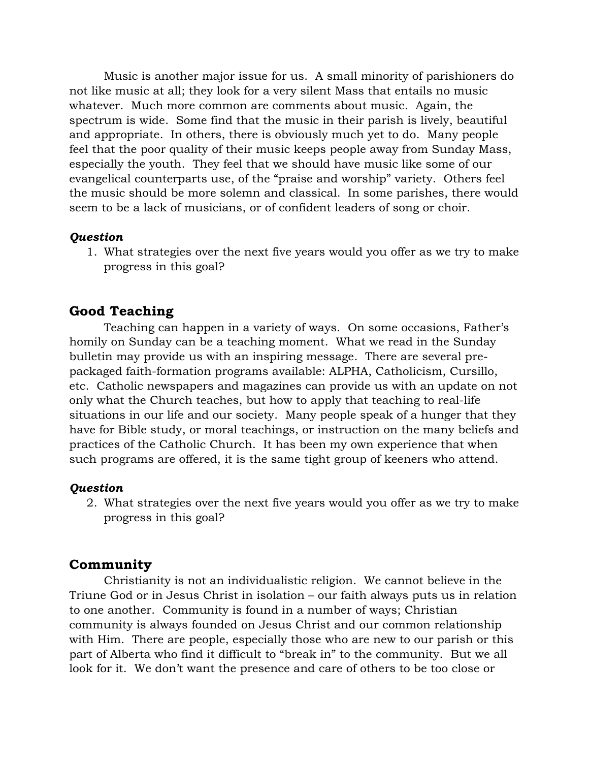Music is another major issue for us. A small minority of parishioners do not like music at all; they look for a very silent Mass that entails no music whatever. Much more common are comments about music. Again, the spectrum is wide. Some find that the music in their parish is lively, beautiful and appropriate. In others, there is obviously much yet to do. Many people feel that the poor quality of their music keeps people away from Sunday Mass, especially the youth. They feel that we should have music like some of our evangelical counterparts use, of the "praise and worship" variety. Others feel the music should be more solemn and classical. In some parishes, there would seem to be a lack of musicians, or of confident leaders of song or choir.

***Question***

1. What strategies over the next five years would you offer as we try to make progress in this goal?

## Good Teaching

Teaching can happen in a variety of ways. On some occasions, Father's homily on Sunday can be a teaching moment. What we read in the Sunday bulletin may provide us with an inspiring message. There are several pre-packaged faith-formation programs available: ALPHA, Catholicism, Cursillo, etc. Catholic newspapers and magazines can provide us with an update on not only what the Church teaches, but how to apply that teaching to real-life situations in our life and our society. Many people speak of a hunger that they have for Bible study, or moral teachings, or instruction on the many beliefs and practices of the Catholic Church. It has been my own experience that when such programs are offered, it is the same tight group of keeners who attend.

***Question***

2. What strategies over the next five years would you offer as we try to make progress in this goal?

## Community

Christianity is not an individualistic religion. We cannot believe in the Triune God or in Jesus Christ in isolation – our faith always puts us in relation to one another. Community is found in a number of ways; Christian community is always founded on Jesus Christ and our common relationship with Him. There are people, especially those who are new to our parish or this part of Alberta who find it difficult to "break in" to the community. But we all look for it. We don't want the presence and care of others to be too close or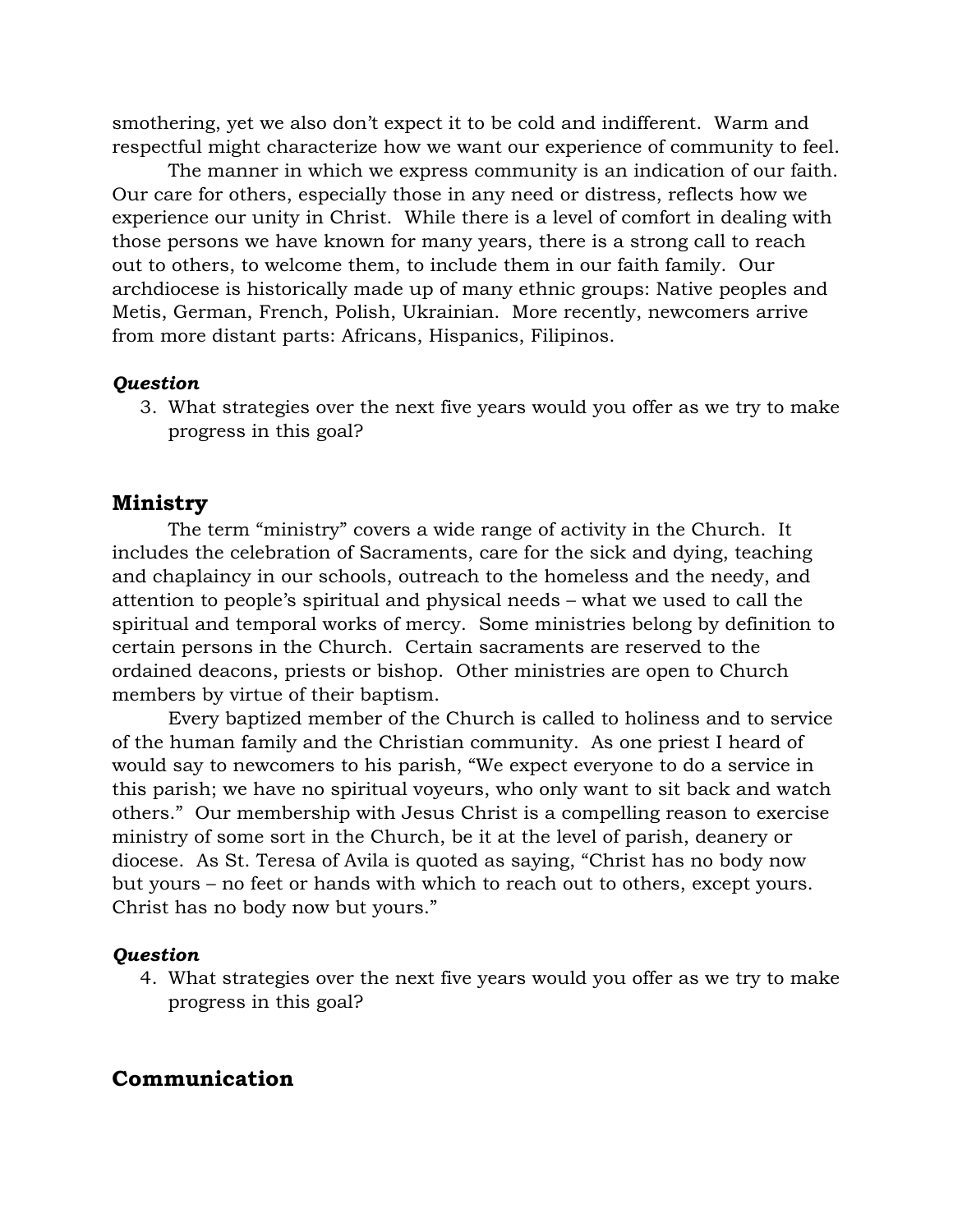smothering, yet we also don't expect it to be cold and indifferent. Warm and respectful might characterize how we want our experience of community to feel.

The manner in which we express community is an indication of our faith. Our care for others, especially those in any need or distress, reflects how we experience our unity in Christ. While there is a level of comfort in dealing with those persons we have known for many years, there is a strong call to reach out to others, to welcome them, to include them in our faith family. Our archdiocese is historically made up of many ethnic groups: Native peoples and Metis, German, French, Polish, Ukrainian. More recently, newcomers arrive from more distant parts: Africans, Hispanics, Filipinos.

***Question***

3. What strategies over the next five years would you offer as we try to make progress in this goal?

## Ministry

The term "ministry" covers a wide range of activity in the Church. It includes the celebration of Sacraments, care for the sick and dying, teaching and chaplaincy in our schools, outreach to the homeless and the needy, and attention to people's spiritual and physical needs – what we used to call the spiritual and temporal works of mercy. Some ministries belong by definition to certain persons in the Church. Certain sacraments are reserved to the ordained deacons, priests or bishop. Other ministries are open to Church members by virtue of their baptism.

Every baptized member of the Church is called to holiness and to service of the human family and the Christian community. As one priest I heard of would say to newcomers to his parish, "We expect everyone to do a service in this parish; we have no spiritual voyeurs, who only want to sit back and watch others." Our membership with Jesus Christ is a compelling reason to exercise ministry of some sort in the Church, be it at the level of parish, deanery or diocese. As St. Teresa of Avila is quoted as saying, "Christ has no body now but yours – no feet or hands with which to reach out to others, except yours. Christ has no body now but yours."

***Question***

4. What strategies over the next five years would you offer as we try to make progress in this goal?

## Communication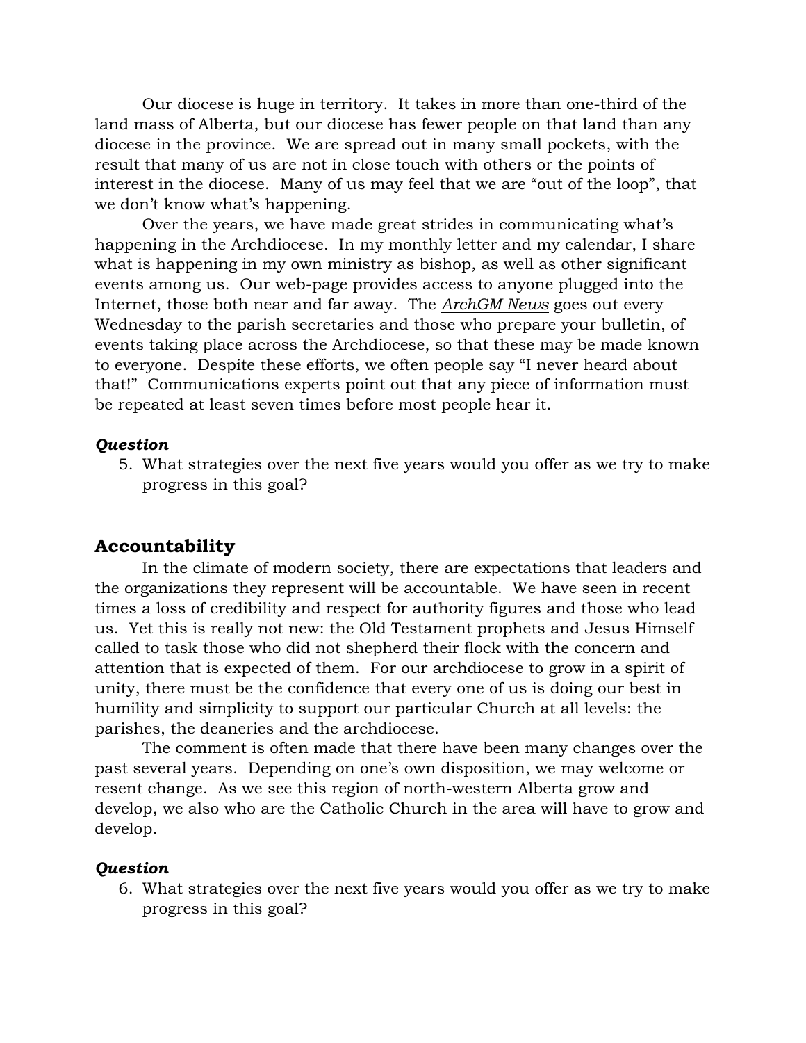Our diocese is huge in territory. It takes in more than one-third of the land mass of Alberta, but our diocese has fewer people on that land than any diocese in the province. We are spread out in many small pockets, with the result that many of us are not in close touch with others or the points of interest in the diocese. Many of us may feel that we are "out of the loop", that we don't know what's happening.

Over the years, we have made great strides in communicating what's happening in the Archdiocese. In my monthly letter and my calendar, I share what is happening in my own ministry as bishop, as well as other significant events among us. Our web-page provides access to anyone plugged into the Internet, those both near and far away. The *ArchGM News* goes out every Wednesday to the parish secretaries and those who prepare your bulletin, of events taking place across the Archdiocese, so that these may be made known to everyone. Despite these efforts, we often people say "I never heard about that!" Communications experts point out that any piece of information must be repeated at least seven times before most people hear it.

***Question***

5. What strategies over the next five years would you offer as we try to make progress in this goal?

## Accountability

In the climate of modern society, there are expectations that leaders and the organizations they represent will be accountable. We have seen in recent times a loss of credibility and respect for authority figures and those who lead us. Yet this is really not new: the Old Testament prophets and Jesus Himself called to task those who did not shepherd their flock with the concern and attention that is expected of them. For our archdiocese to grow in a spirit of unity, there must be the confidence that every one of us is doing our best in humility and simplicity to support our particular Church at all levels: the parishes, the deaneries and the archdiocese.

The comment is often made that there have been many changes over the past several years. Depending on one's own disposition, we may welcome or resent change. As we see this region of north-western Alberta grow and develop, we also who are the Catholic Church in the area will have to grow and develop.

***Question***

6. What strategies over the next five years would you offer as we try to make progress in this goal?